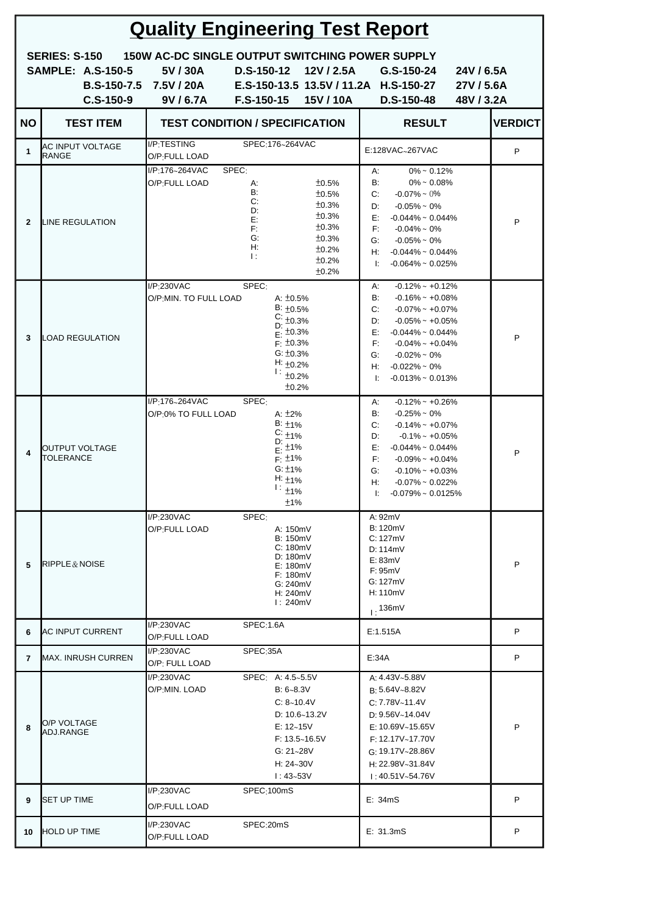# Quality Engineering Test Report

**SERIES: S-150 150W AC-DC SINGLE OUTPUT SWITCHING POWER SUPPLY**

**SAMPLE:**

| | | | | | |
|---|---|---|---|---|---|
| A.S-150-5 | 5V / 30A | D.S-150-12 | 12V / 2.5A | G.S-150-24 | 24V / 6.5A |
| B.S-150-7.5 | 7.5V / 20A | E.S-150-13.5 | 13.5V / 11.2A | H.S-150-27 | 27V / 5.6A |
| C.S-150-9 | 9V / 6.7A | F.S-150-15 | 15V / 10A | D.S-150-48 | 48V / 3.2A |

| NO | TEST ITEM | TEST CONDITION / SPECIFICATION | RESULT | VERDICT |
|---|---|---|---|---|
| 1 | AC INPUT VOLTAGE RANGE | I/P:TESTING SPEC:176~264VAC<br>O/P:FULL LOAD | E:128VAC~267VAC | P |
| 2 | LINE REGULATION | I/P:176~264VAC SPEC:<br>O/P:FULL LOAD<br>A: ±0.5%<br>B: ±0.5%<br>C: ±0.3%<br>D: ±0.3%<br>E: ±0.3%<br>F: ±0.3%<br>G: ±0.2%<br>H: ±0.2%<br>I: ±0.2% | A: 0% ~ 0.12%<br>B: 0% ~ 0.08%<br>C: -0.07% ~ 0%<br>D: -0.05% ~ 0%<br>E: -0.044% ~ 0.044%<br>F: -0.04% ~ 0%<br>G: -0.05% ~ 0%<br>H: -0.044% ~ 0.044%<br>I: -0.064% ~ 0.025% | P |
| 3 | LOAD REGULATION | I/P:230VAC SPEC:<br>O/P:MIN. TO FULL LOAD<br>A: ±0.5%<br>B: ±0.5%<br>C: ±0.3%<br>D: ±0.3%<br>E: ±0.3%<br>F: ±0.3%<br>G: ±0.2%<br>H: ±0.2%<br>I: ±0.2% | A: -0.12% ~ +0.12%<br>B: -0.16% ~ +0.08%<br>C: -0.07% ~ +0.07%<br>D: -0.05% ~ +0.05%<br>E: -0.044% ~ 0.044%<br>F: -0.04% ~ +0.04%<br>G: -0.02% ~ 0%<br>H: -0.022% ~ 0%<br>I: -0.013% ~ 0.013% | P |
| 4 | OUTPUT VOLTAGE TOLERANCE | I/P:176~264VAC SPEC:<br>O/P:0% TO FULL LOAD<br>A: ±2%<br>B: ±1%<br>C: ±1%<br>D: ±1%<br>E: ±1%<br>F: ±1%<br>G: ±1%<br>H: ±1%<br>I: ±1% | A: -0.12% ~ +0.26%<br>B: -0.25% ~ 0%<br>C: -0.14% ~ +0.07%<br>D: -0.1% ~ +0.05%<br>E: -0.044% ~ 0.044%<br>F: -0.09% ~ +0.04%<br>G: -0.10% ~ +0.03%<br>H: -0.07% ~ 0.022%<br>I: -0.079% ~ 0.0125% | P |
| 5 | RIPPLE & NOISE | I/P:230VAC SPEC:<br>O/P:FULL LOAD<br>A: 150mV<br>B: 150mV<br>C: 180mV<br>D: 180mV<br>E: 180mV<br>F: 180mV<br>G: 240mV<br>H: 240mV<br>I: 240mV | A: 92mV<br>B: 120mV<br>C: 127mV<br>D: 114mV<br>E: 83mV<br>F: 95mV<br>G: 127mV<br>H: 110mV<br>I: 136mV | P |
| 6 | AC INPUT CURRENT | I/P:230VAC SPEC:1.6A<br>O/P:FULL LOAD | E:1.515A | P |
| 7 | MAX. INRUSH CURREN | I/P:230VAC SPEC:35A<br>O/P: FULL LOAD | E:34A | P |
| 8 | O/P VOLTAGE ADJ.RANGE | I/P:230VAC SPEC:<br>O/P:MIN. LOAD<br>A: 4.5~5.5V<br>B: 6~8.3V<br>C: 8~10.4V<br>D: 10.6~13.2V<br>E: 12~15V<br>F: 13.5~16.5V<br>G: 21~28V<br>H: 24~30V<br>I: 43~53V | A: 4.43V~5.88V<br>B: 5.64V~8.82V<br>C: 7.78V~11.4V<br>D: 9.56V~14.04V<br>E: 10.69V~15.65V<br>F: 12.17V~17.70V<br>G: 19.17V~28.86V<br>H: 22.98V~31.84V<br>I: 40.51V~54.76V | P |
| 9 | SET UP TIME | I/P:230VAC SPEC:100mS<br>O/P:FULL LOAD | E: 34mS | P |
| 10 | HOLD UP TIME | I/P:230VAC SPEC:20mS<br>O/P:FULL LOAD | E: 31.3mS | P |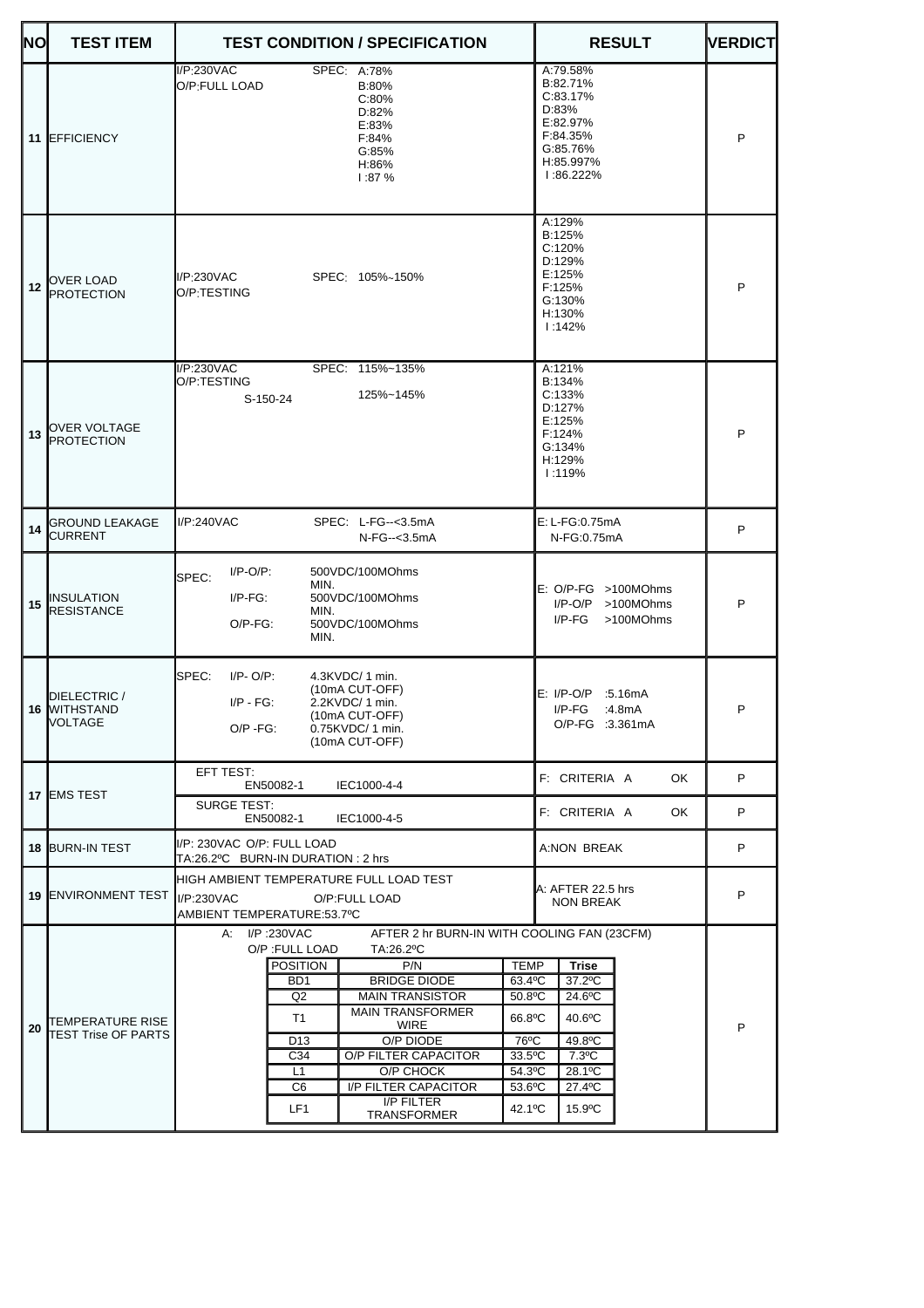| NO | TEST ITEM | TEST CONDITION / SPECIFICATION | RESULT | VERDICT |
|---|---|---|---|---|
| 11 | EFFICIENCY | I/P:230VAC<br>O/P:FULL LOAD<br>SPEC: A:78%<br>B:80%<br>C:80%<br>D:82%<br>E:83%<br>F:84%<br>G:85%<br>H:86%<br>I :87 % | A:79.58%<br>B:82.71%<br>C:83.17%<br>D:83%<br>E:82.97%<br>F:84.35%<br>G:85.76%<br>H:85.997%<br>I :86.222% | P |
| 12 | OVER LOAD PROTECTION | I/P:230VAC<br>O/P:TESTING<br>SPEC: 105%~150% | A:129%<br>B:125%<br>C:120%<br>D:129%<br>E:125%<br>F:125%<br>G:130%<br>H:130%<br>I :142% | P |
| 13 | OVER VOLTAGE PROTECTION | I/P:230VAC<br>O/P:TESTING<br>SPEC: 115%~135%<br>S-150-24 125%~145% | A:121%<br>B:134%<br>C:133%<br>D:127%<br>E:125%<br>F:124%<br>G:134%<br>H:129%<br>I :119% | P |
| 14 | GROUND LEAKAGE CURRENT | I/P:240VAC<br>SPEC: L-FG--<3.5mA<br>N-FG--<3.5mA | E: L-FG:0.75mA<br>N-FG:0.75mA | P |
| 15 | INSULATION RESISTANCE | SPEC: I/P-O/P: 500VDC/100MOhms MIN.<br>I/P-FG: 500VDC/100MOhms MIN.<br>O/P-FG: 500VDC/100MOhms MIN. | E: O/P-FG >100MOhms<br>I/P-O/P >100MOhms<br>I/P-FG >100MOhms | P |
| 16 | DIELECTRIC / WITHSTAND VOLTAGE | SPEC: I/P- O/P: 4.3KVDC/ 1 min. (10mA CUT-OFF)<br>I/P - FG: 2.2KVDC/ 1 min. (10mA CUT-OFF)<br>O/P -FG: 0.75KVDC/ 1 min. (10mA CUT-OFF) | E: I/P-O/P :5.16mA<br>I/P-FG :4.8mA<br>O/P-FG :3.361mA | P |
| 17 | EMS TEST | EFT TEST: EN50082-1 IEC1000-4-4 | F: CRITERIA A OK | P |
| | | SURGE TEST: EN50082-1 IEC1000-4-5 | F: CRITERIA A OK | P |
| 18 | BURN-IN TEST | I/P: 230VAC O/P: FULL LOAD<br>TA:26.2ºC BURN-IN DURATION : 2 hrs | A:NON BREAK | P |
| 19 | ENVIRONMENT TEST | HIGH AMBIENT TEMPERATURE FULL LOAD TEST<br>I/P:230VAC O/P:FULL LOAD<br>AMBIENT TEMPERATURE:53.7ºC | A: AFTER 22.5 hrs NON BREAK | P |
| 20 | TEMPERATURE RISE TEST Trise OF PARTS | A: I/P :230VAC AFTER 2 hr BURN-IN WITH COOLING FAN (23CFM)<br>O/P :FULL LOAD TA:26.2ºC | | P |

| POSITION | P/N | TEMP | Trise |
|---|---|---|---|
| BD1 | BRIDGE DIODE | 63.4ºC | 37.2ºC |
| Q2 | MAIN TRANSISTOR | 50.8ºC | 24.6ºC |
| T1 | MAIN TRANSFORMER WIRE | 66.8ºC | 40.6ºC |
| D13 | O/P DIODE | 76ºC | 49.8ºC |
| C34 | O/P FILTER CAPACITOR | 33.5ºC | 7.3ºC |
| L1 | O/P CHOCK | 54.3ºC | 28.1ºC |
| C6 | I/P FILTER CAPACITOR | 53.6ºC | 27.4ºC |
| LF1 | I/P FILTER TRANSFORMER | 42.1ºC | 15.9ºC |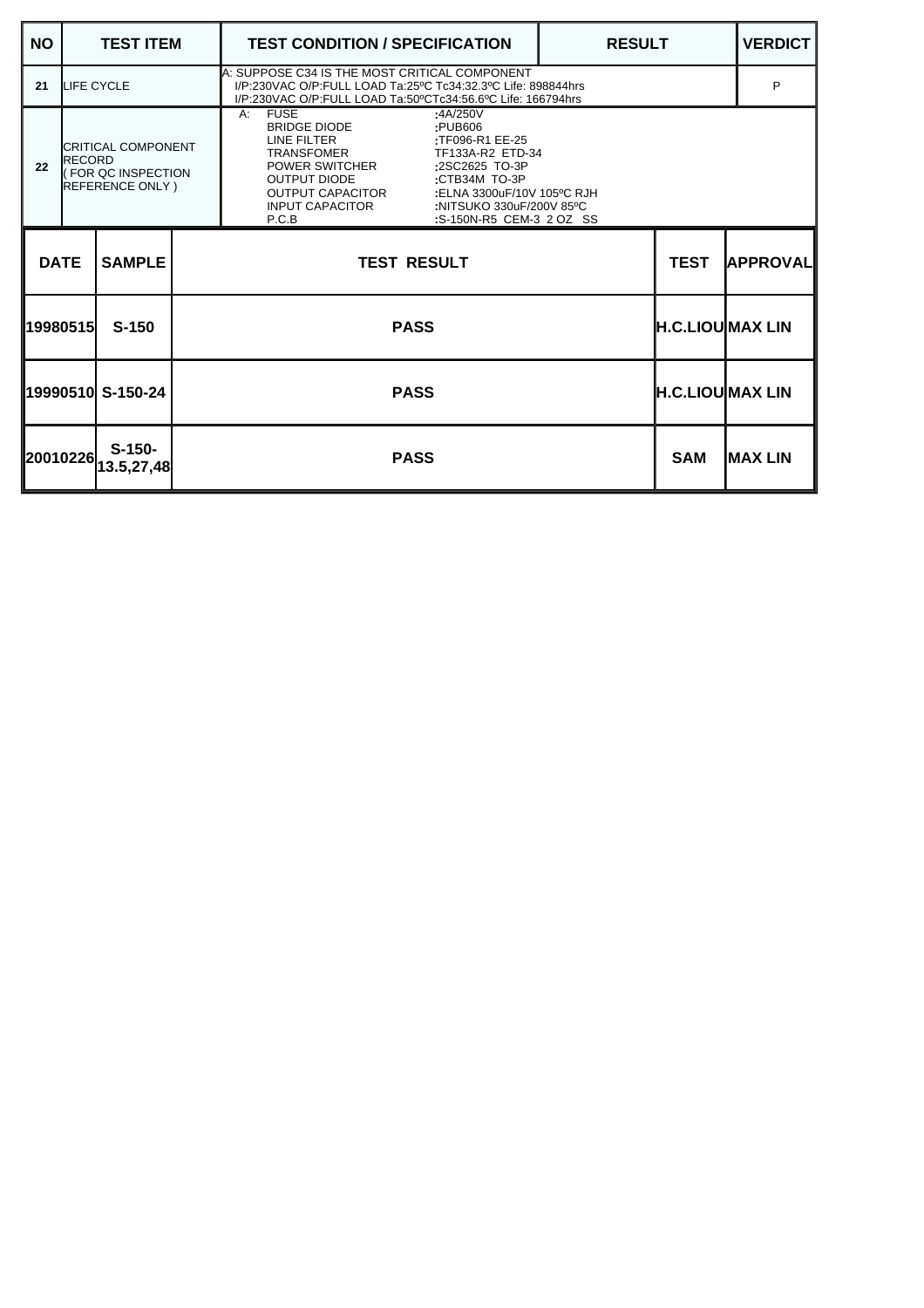| NO | TEST ITEM | TEST CONDITION / SPECIFICATION | RESULT | VERDICT |
|---|---|---|---|---|
| 21 | LIFE CYCLE | A: SUPPOSE C34 IS THE MOST CRITICAL COMPONENT<br>I/P:230VAC O/P:FULL LOAD Ta:25ºC Tc34:32.3ºC Life: 898844hrs<br>I/P:230VAC O/P:FULL LOAD Ta:50ºCTc34:56.6ºC Life: 166794hrs | | P |
| 22 | CRITICAL COMPONENT RECORD<br>( FOR QC INSPECTION REFERENCE ONLY ) | A: FUSE :4A/250V<br>BRIDGE DIODE :PUB606<br>LINE FILTER :TF096-R1 EE-25<br>TRANSFOMER TF133A-R2 ETD-34<br>POWER SWITCHER :2SC2625 TO-3P<br>OUTPUT DIODE :CTB34M TO-3P<br>OUTPUT CAPACITOR :ELNA 3300uF/10V 105ºC RJH<br>INPUT CAPACITOR :NITSUKO 330uF/200V 85ºC<br>P.C.B :S-150N-R5 CEM-3 2 OZ SS | | |

| DATE | SAMPLE | TEST RESULT | TEST | APPROVAL |
|---|---|---|---|---|
| 19980515 | S-150 | PASS | H.C.LIOU | MAX LIN |
| 19990510 | S-150-24 | PASS | H.C.LIOU | MAX LIN |
| 20010226 | S-150-13.5,27,48 | PASS | SAM | MAX LIN |